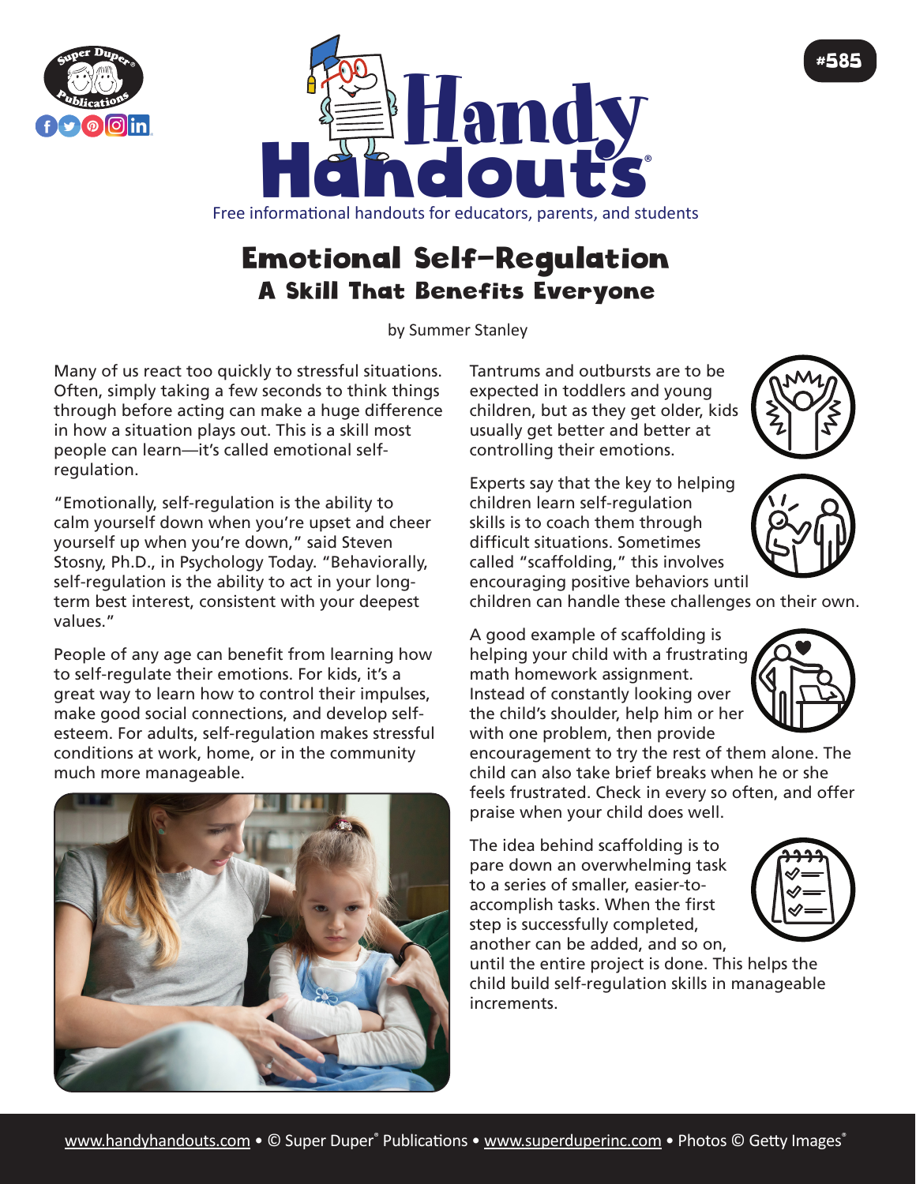# Emotional Self-Regulation

## A Skill That Benefits Everyone

by Summer Stanley

Many of us react too quickly to stressful situations. Often, simply taking a few seconds to think things through before acting can make a huge difference in how a situation plays out. This is a skill most people can learn—it's called emotional self-regulation.

"Emotionally, self-regulation is the ability to calm yourself down when you're upset and cheer yourself up when you're down," said Steven Stosny, Ph.D., in Psychology Today. "Behaviorally, self-regulation is the ability to act in your long-term best interest, consistent with your deepest values."

People of any age can benefit from learning how to self-regulate their emotions. For kids, it's a great way to learn how to control their impulses, make good social connections, and develop self-esteem. For adults, self-regulation makes stressful conditions at work, home, or in the community much more manageable.

Tantrums and outbursts are to be expected in toddlers and young children, but as they get older, kids usually get better and better at controlling their emotions.

Experts say that the key to helping children learn self-regulation skills is to coach them through difficult situations. Sometimes called "scaffolding," this involves encouraging positive behaviors until children can handle these challenges on their own.

A good example of scaffolding is helping your child with a frustrating math homework assignment. Instead of constantly looking over the child's shoulder, help him or her with one problem, then provide encouragement to try the rest of them alone. The child can also take brief breaks when he or she feels frustrated. Check in every so often, and offer praise when your child does well.

The idea behind scaffolding is to pare down an overwhelming task to a series of smaller, easier-to-accomplish tasks. When the first step is successfully completed, another can be added, and so on, until the entire project is done. This helps the child build self-regulation skills in manageable increments.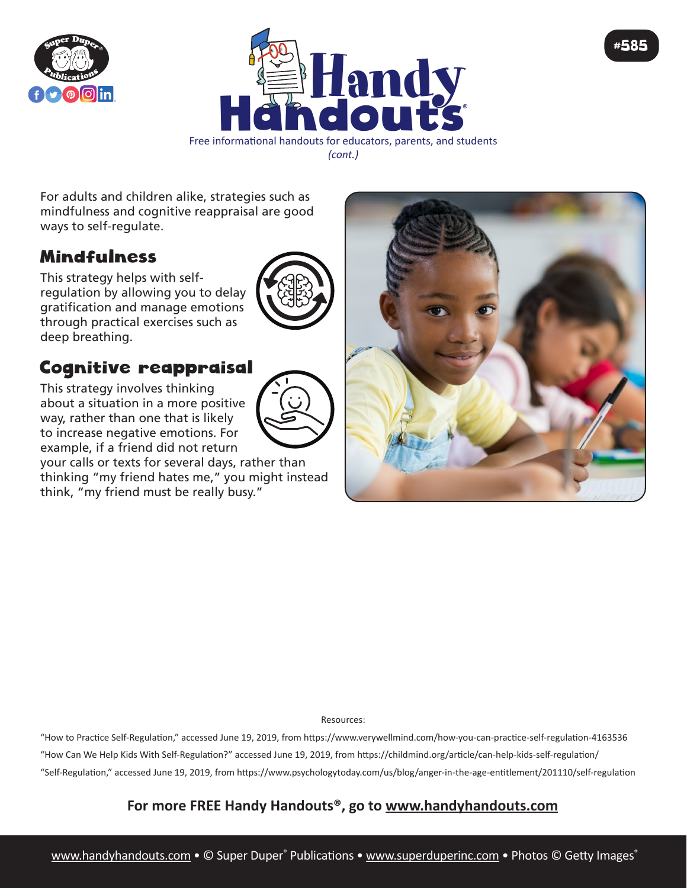For adults and children alike, strategies such as mindfulness and cognitive reappraisal are good ways to self-regulate.

## Mindfulness

This strategy helps with self-regulation by allowing you to delay gratification and manage emotions through practical exercises such as deep breathing.

## Cognitive reappraisal

This strategy involves thinking about a situation in a more positive way, rather than one that is likely to increase negative emotions. For example, if a friend did not return your calls or texts for several days, rather than thinking "my friend hates me," you might instead think, "my friend must be really busy."

Resources:

"How to Practice Self-Regulation," accessed June 19, 2019, from https://www.verywellmind.com/how-you-can-practice-self-regulation-4163536

"How Can We Help Kids With Self-Regulation?" accessed June 19, 2019, from https://childmind.org/article/can-help-kids-self-regulation/

"Self-Regulation," accessed June 19, 2019, from https://www.psychologytoday.com/us/blog/anger-in-the-age-entitlement/201110/self-regulation

**For more FREE Handy Handouts®, go to www.handyhandouts.com**